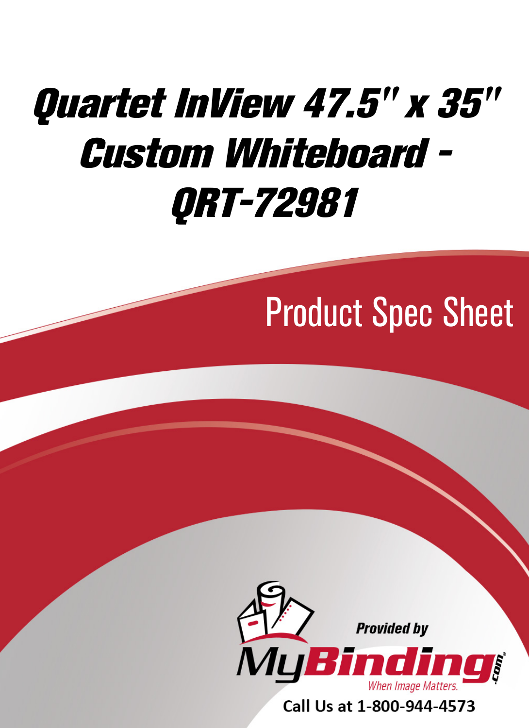# Quartet InView 47.5" x 35" Custom Whiteboard - QRT-72981

## Product Spec Sheet

Provided by

MyBinding.com

When Image Matters.

Call Us at 1-800-944-4573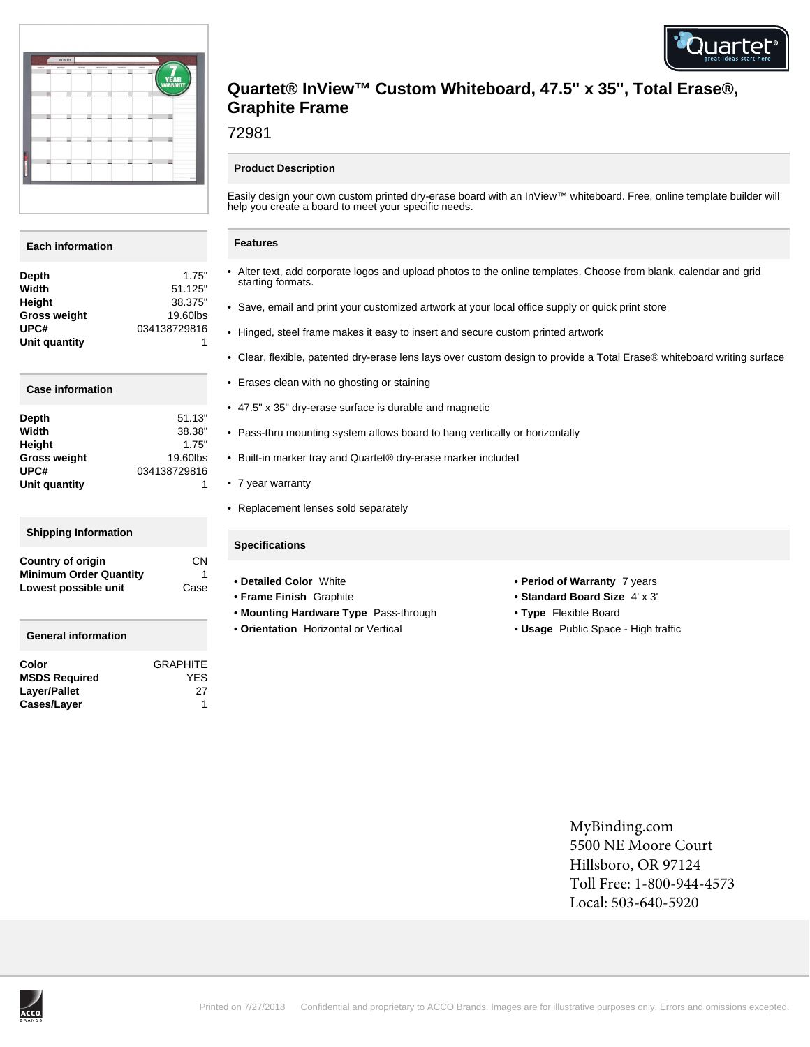# Quartet® InView™ Custom Whiteboard, 47.5" x 35", Total Erase®, Graphite Frame

72981

## Product Description

Easily design your own custom printed dry-erase board with an InView™ whiteboard. Free, online template builder will help you create a board to meet your specific needs.

## Features

- Alter text, add corporate logos and upload photos to the online templates. Choose from blank, calendar and grid starting formats.
- Save, email and print your customized artwork at your local office supply or quick print store
- Hinged, steel frame makes it easy to insert and secure custom printed artwork
- Clear, flexible, patented dry-erase lens lays over custom design to provide a Total Erase® whiteboard writing surface
- Erases clean with no ghosting or staining
- 47.5" x 35" dry-erase surface is durable and magnetic
- Pass-thru mounting system allows board to hang vertically or horizontally
- Built-in marker tray and Quartet® dry-erase marker included
- 7 year warranty
- Replacement lenses sold separately

## Specifications

- **Detailed Color** White
- **Frame Finish** Graphite
- **Mounting Hardware Type** Pass-through
- **Orientation** Horizontal or Vertical
- **Period of Warranty** 7 years
- **Standard Board Size** 4' x 3'
- **Type** Flexible Board
- **Usage** Public Space - High traffic

## Each information

| | |
|---|---|
| **Depth** | 1.75" |
| **Width** | 51.125" |
| **Height** | 38.375" |
| **Gross weight** | 19.60lbs |
| **UPC#** | 034138729816 |
| **Unit quantity** | 1 |

## Case information

| | |
|---|---|
| **Depth** | 51.13" |
| **Width** | 38.38" |
| **Height** | 1.75" |
| **Gross weight** | 19.60lbs |
| **UPC#** | 034138729816 |
| **Unit quantity** | 1 |

## Shipping Information

| | |
|---|---|
| **Country of origin** | CN |
| **Minimum Order Quantity** | 1 |
| **Lowest possible unit** | Case |

## General information

| | |
|---|---|
| **Color** | GRAPHITE |
| **MSDS Required** | YES |
| **Layer/Pallet** | 27 |
| **Cases/Layer** | 1 |

MyBinding.com
5500 NE Moore Court
Hillsboro, OR 97124
Toll Free: 1-800-944-4573
Local: 503-640-5920

Printed on 7/27/2018 Confidential and proprietary to ACCO Brands. Images are for illustrative purposes only. Errors and omissions excepted.